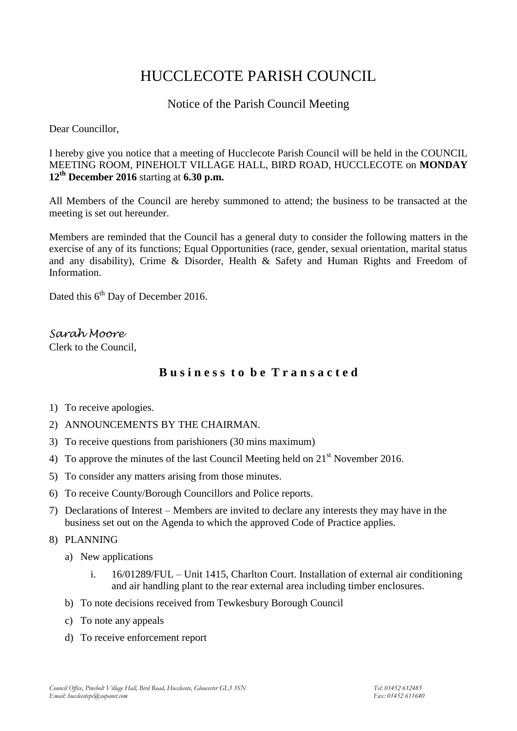# HUCCLECOTE PARISH COUNCIL

## Notice of the Parish Council Meeting

Dear Councillor,

I hereby give you notice that a meeting of Hucclecote Parish Council will be held in the COUNCIL MEETING ROOM, PINEHOLT VILLAGE HALL, BIRD ROAD, HUCCLECOTE on **MONDAY 12th December 2016** starting at **6.30 p.m.**

All Members of the Council are hereby summoned to attend; the business to be transacted at the meeting is set out hereunder.

Members are reminded that the Council has a general duty to consider the following matters in the exercise of any of its functions; Equal Opportunities (race, gender, sexual orientation, marital status and any disability), Crime & Disorder, Health & Safety and Human Rights and Freedom of Information.

Dated this 6th Day of December 2016.

*Sarah Moore*
Clerk to the Council,

## Business to be Transacted

1) To receive apologies.
2) ANNOUNCEMENTS BY THE CHAIRMAN.
3) To receive questions from parishioners (30 mins maximum)
4) To approve the minutes of the last Council Meeting held on 21st November 2016.
5) To consider any matters arising from those minutes.
6) To receive County/Borough Councillors and Police reports.
7) Declarations of Interest – Members are invited to declare any interests they may have in the business set out on the Agenda to which the approved Code of Practice applies.
8) PLANNING
   a) New applications
      i. 16/01289/FUL – Unit 1415, Charlton Court. Installation of external air conditioning and air handling plant to the rear external area including timber enclosures.
   b) To note decisions received from Tewkesbury Borough Council
   c) To note any appeals
   d) To receive enforcement report

*Council Office, Pineholt Village Hall, Bird Road, Hucclecote, Gloucester GL3 3SN* *Tel: 01452 612485*
*Email: hucclecotepc@supanet.com* *Fax: 01452 611640*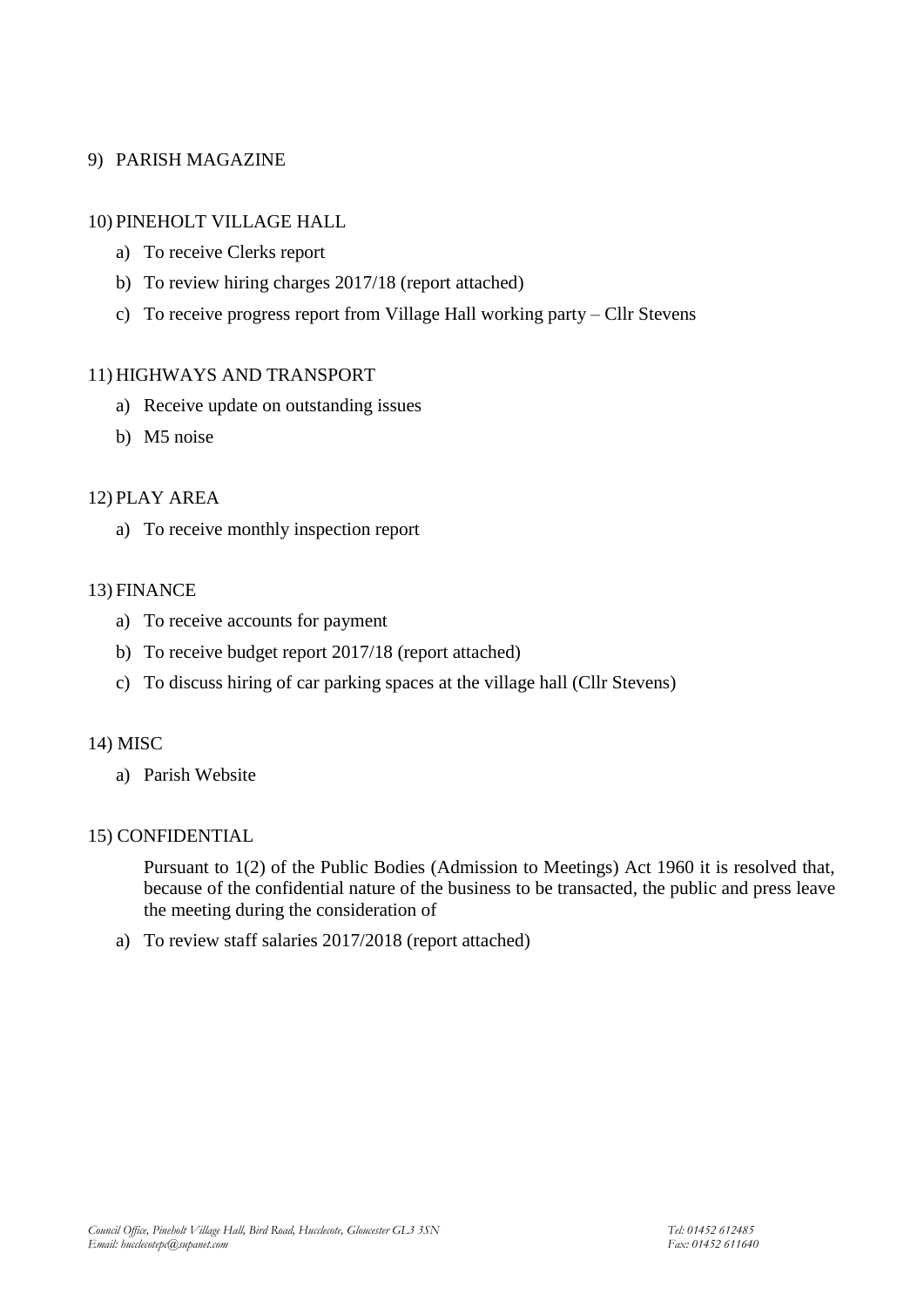9) PARISH MAGAZINE

10) PINEHOLT VILLAGE HALL

a) To receive Clerks report
b) To review hiring charges 2017/18 (report attached)
c) To receive progress report from Village Hall working party – Cllr Stevens

11) HIGHWAYS AND TRANSPORT

a) Receive update on outstanding issues
b) M5 noise

12) PLAY AREA

a) To receive monthly inspection report

13) FINANCE

a) To receive accounts for payment
b) To receive budget report 2017/18 (report attached)
c) To discuss hiring of car parking spaces at the village hall (Cllr Stevens)

14) MISC

a) Parish Website

15) CONFIDENTIAL

Pursuant to 1(2) of the Public Bodies (Admission to Meetings) Act 1960 it is resolved that, because of the confidential nature of the business to be transacted, the public and press leave the meeting during the consideration of

a) To review staff salaries 2017/2018 (report attached)